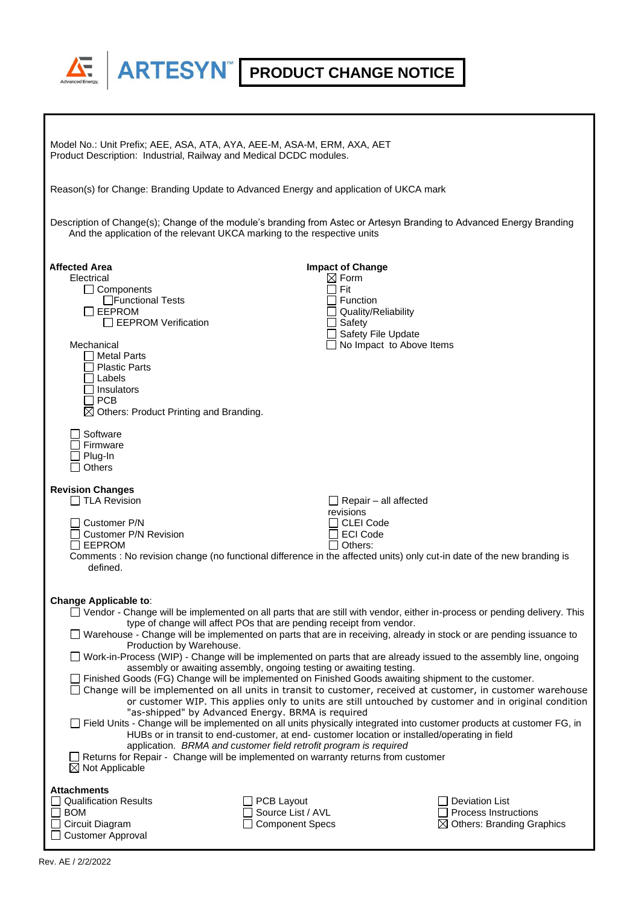# PRODUCT CHANGE NOTICE

ARTESYN™

Model No.: Unit Prefix; AEE, ASA, ATA, AYA, AEE-M, ASA-M, ERM, AXA, AET
Product Description: Industrial, Railway and Medical DCDC modules.

Reason(s) for Change: Branding Update to Advanced Energy and application of UKCA mark

Description of Change(s); Change of the module's branding from Astec or Artesyn Branding to Advanced Energy Branding And the application of the relevant UKCA marking to the respective units

**Affected Area**

Electrical
- ☐ Components
  - ☐ Functional Tests
- ☐ EEPROM
  - ☐ EEPROM Verification

Mechanical
- ☐ Metal Parts
- ☐ Plastic Parts
- ☐ Labels
- ☐ Insulators
- ☐ PCB
- ☒ Others: Product Printing and Branding.

- ☐ Software
- ☐ Firmware
- ☐ Plug-In
- ☐ Others

**Impact of Change**
- ☒ Form
- ☐ Fit
- ☐ Function
- ☐ Quality/Reliability
- ☐ Safety
- ☐ Safety File Update
- ☐ No Impact to Above Items

**Revision Changes**
- ☐ TLA Revision
- ☐ Customer P/N
- ☐ Customer P/N Revision
- ☐ EEPROM
- ☐ Repair – all affected revisions
- ☐ CLEI Code
- ☐ ECI Code
- ☐ Others:

Comments : No revision change (no functional difference in the affected units) only cut-in date of the new branding is defined.

**Change Applicable to**:
- ☐ Vendor - Change will be implemented on all parts that are still with vendor, either in-process or pending delivery. This type of change will affect POs that are pending receipt from vendor.
- ☐ Warehouse - Change will be implemented on parts that are in receiving, already in stock or are pending issuance to Production by Warehouse.
- ☐ Work-in-Process (WIP) - Change will be implemented on parts that are already issued to the assembly line, ongoing assembly or awaiting assembly, ongoing testing or awaiting testing.
- ☐ Finished Goods (FG) Change will be implemented on Finished Goods awaiting shipment to the customer.
- ☐ Change will be implemented on all units in transit to customer, received at customer, in customer warehouse or customer WIP. This applies only to units are still untouched by customer and in original condition "as-shipped" by Advanced Energy. BRMA is required
- ☐ Field Units - Change will be implemented on all units physically integrated into customer products at customer FG, in HUBs or in transit to end-customer, at end- customer location or installed/operating in field application. *BRMA and customer field retrofit program is required*
- ☐ Returns for Repair - Change will be implemented on warranty returns from customer
- ☒ Not Applicable

**Attachments**
- ☐ Qualification Results
- ☐ BOM
- ☐ Circuit Diagram
- ☐ Customer Approval
- ☐ PCB Layout
- ☐ Source List / AVL
- ☐ Component Specs
- ☐ Deviation List
- ☐ Process Instructions
- ☒ Others: Branding Graphics

Rev. AE / 2/2/2022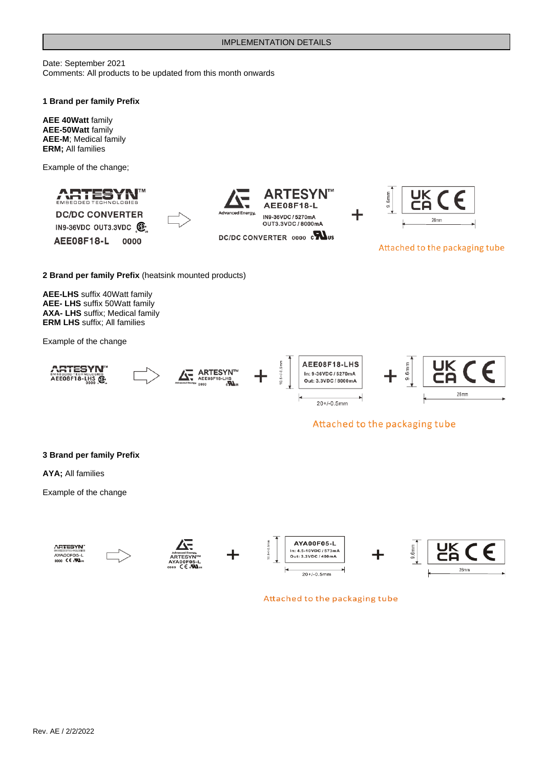IMPLEMENTATION DETAILS

Date: September 2021
Comments: All products to be updated from this month onwards

**1 Brand per family Prefix**

**AEE 40Watt** family
**AEE-50Watt** family
**AEE-M**; Medical family
**ERM;** All families

Example of the change;

ARTESYN™ EMBEDDED TECHNOLOGIES
DC/DC CONVERTER
IN9-36VDC OUT3.3VDC
AEE08F18-L 0000

Advanced Energy ARTESYN™
AEE08F18-L
IN9-36VDC / 5270mA
OUT3.3VDC / 8000mA
DC/DC CONVERTER 0000

+ UK CA CE (9.6mm × 26mm)

Attached to the packaging tube

**2 Brand per family Prefix** (heatsink mounted products)

**AEE-LHS** suffix 40Watt family
**AEE- LHS** suffix 50Watt family
**AXA- LHS** suffix; Medical family
**ERM LHS** suffix; All families

Example of the change

ARTESYN™ EMBEDDED TECHNOLOGIES
AEE08F18-LHS
0000

Advanced Energy ARTESYN™
AEE08F18-LHS
0000

+ AEE08F18-LHS
In: 9-36VDC / 5270mA
Out: 3.3VDC / 8000mA
(10.6+/-0.5mm × 20+/-0.5mm)

+ UK CA CE (9.6mm × 26mm)

Attached to the packaging tube

**3 Brand per family Prefix**

**AYA;** All families

Example of the change

ARTESYN™ EMBEDDED TECHNOLOGIES
AYA00F05-L
0000

Advanced Energy ARTESYN™
AYA00F05-L
0000

+ AYA00F05-L
In: 4.5-10VDC / 573mA
Out: 3.3VDC / 400mA
(10.6+/-0.5mm × 20+/-0.5mm)

+ UK CA CE (9.6mm × 26mm)

Attached to the packaging tube

Rev. AE / 2/2/2022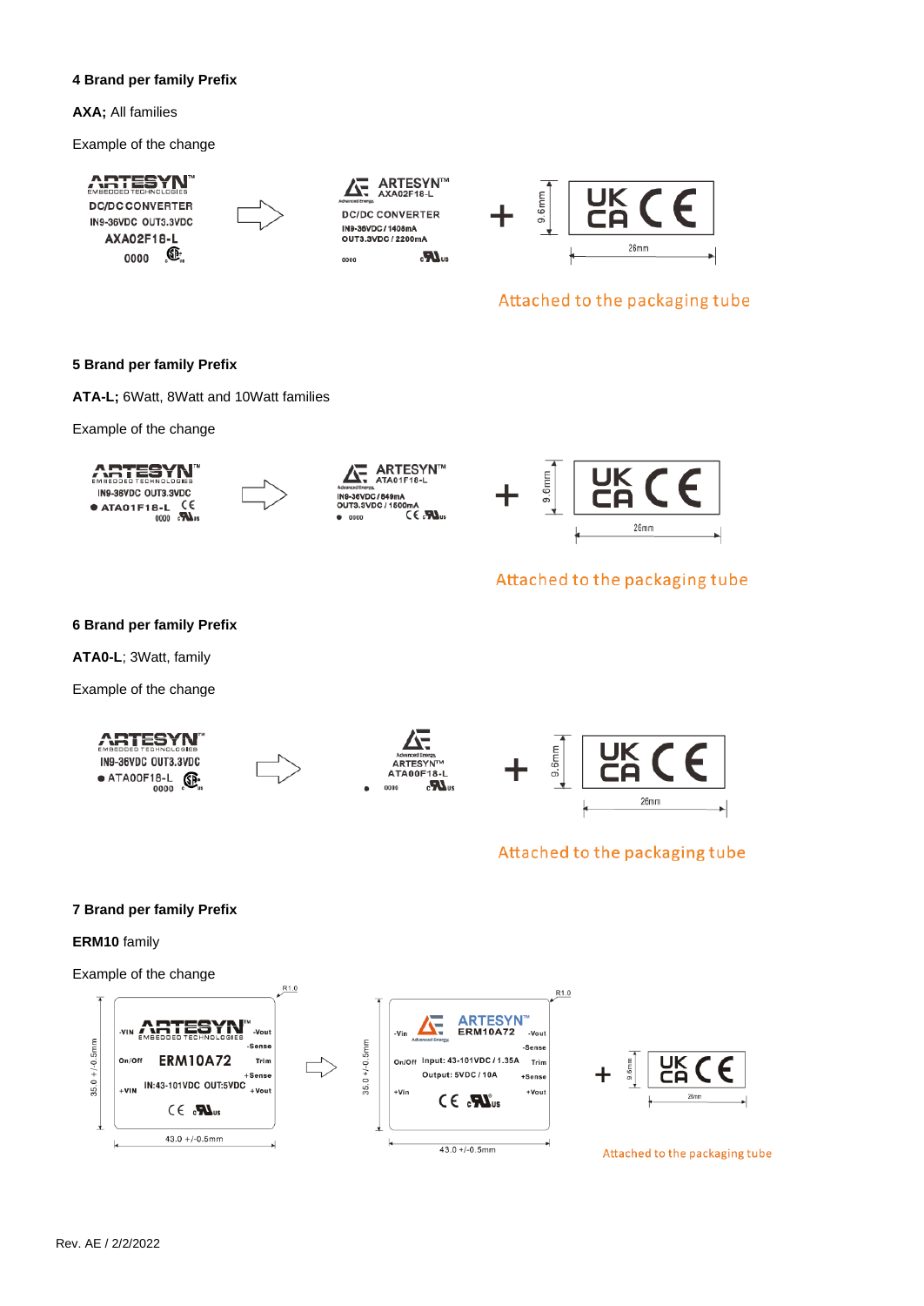**4 Brand per family Prefix**

**AXA;** All families

Example of the change

Attached to the packaging tube

**5 Brand per family Prefix**

**ATA-L;** 6Watt, 8Watt and 10Watt families

Example of the change

Attached to the packaging tube

**6 Brand per family Prefix**

**ATA0-L**; 3Watt, family

Example of the change

Attached to the packaging tube

**7 Brand per family Prefix**

**ERM10** family

Example of the change

Attached to the packaging tube

Rev. AE / 2/2/2022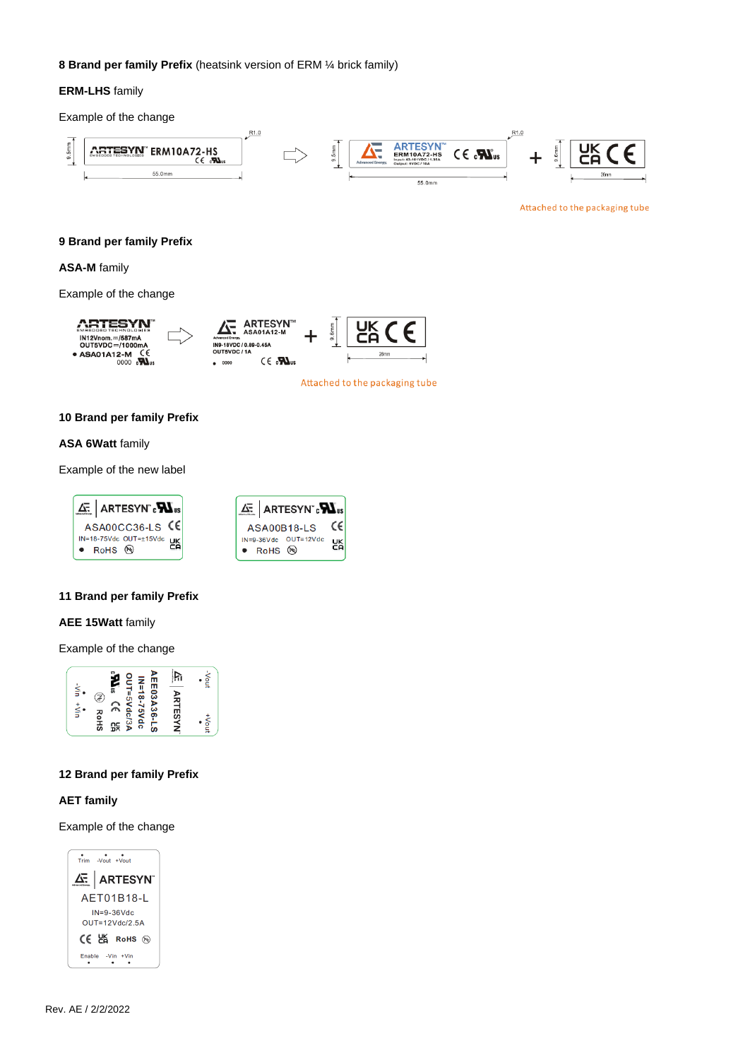**8 Brand per family Prefix** (heatsink version of ERM ¼ brick family)

**ERM-LHS** family

Example of the change

Attached to the packaging tube

**9 Brand per family Prefix**

**ASA-M** family

Example of the change

Attached to the packaging tube

**10 Brand per family Prefix**

**ASA 6Watt** family

Example of the new label

**11 Brand per family Prefix**

**AEE 15Watt** family

Example of the change

**12 Brand per family Prefix**

**AET family**

Example of the change

Rev. AE / 2/2/2022